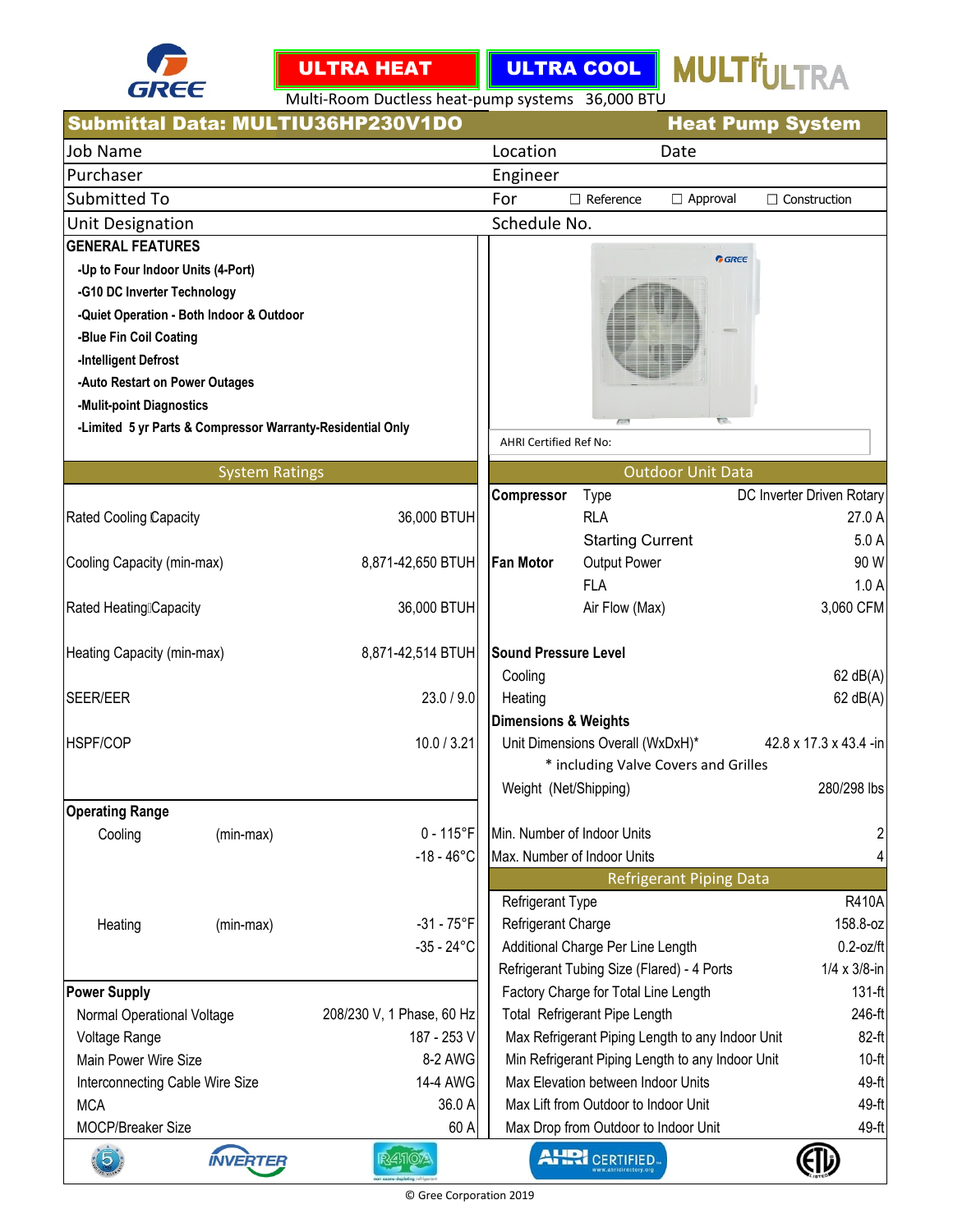GREE

**ULTRA HEAT** **ULTRA COOL** **MULTIULTRA**

Multi-Room Ductless heat-pump systems 36,000 BTU

## Submittal Data: MULTIU36HP230V1DO — Heat Pump System

| | | | |
|---|---|---|---|
| Job Name | | Location | Date |
| Purchaser | | Engineer | |
| Submitted To | | For ☐ Reference ☐ Approval ☐ Construction | |
| Unit Designation | | Schedule No. | |

**GENERAL FEATURES**

- -Up to Four Indoor Units (4-Port)
- -G10 DC Inverter Technology
- -Quiet Operation - Both Indoor & Outdoor
- -Blue Fin Coil Coating
- -Intelligent Defrost
- -Auto Restart on Power Outages
- -Mulit-point Diagnostics
- -Limited 5 yr Parts & Compressor Warranty-Residential Only

AHRI Certified Ref No:

### System Ratings

| | |
|---|---|
| Rated Cooling Capacity | 36,000 BTUH |
| Cooling Capacity (min-max) | 8,871-42,650 BTUH |
| Rated Heating Capacity | 36,000 BTUH |
| Heating Capacity (min-max) | 8,871-42,514 BTUH |
| SEER/EER | 23.0 / 9.0 |
| HSPF/COP | 10.0 / 3.21 |

**Operating Range**

| | | |
|---|---|---|
| Cooling | (min-max) | 0 - 115°F |
| | | -18 - 46°C |
| Heating | (min-max) | -31 - 75°F |
| | | -35 - 24°C |

**Power Supply**

| | |
|---|---|
| Normal Operational Voltage | 208/230 V, 1 Phase, 60 Hz |
| Voltage Range | 187 - 253 V |
| Main Power Wire Size | 8-2 AWG |
| Interconnecting Cable Wire Size | 14-4 AWG |
| MCA | 36.0 A |
| MOCP/Breaker Size | 60 A |

### Outdoor Unit Data

| | | |
|---|---|---|
| **Compressor** | Type | DC Inverter Driven Rotary |
| | RLA | 27.0 A |
| | Starting Current | 5.0 A |
| **Fan Motor** | Output Power | 90 W |
| | FLA | 1.0 A |
| | Air Flow (Max) | 3,060 CFM |

**Sound Pressure Level**

| | |
|---|---|
| Cooling | 62 dB(A) |
| Heating | 62 dB(A) |

**Dimensions & Weights**

| | |
|---|---|
| Unit Dimensions Overall (WxDxH)* | 42.8 x 17.3 x 43.4 -in |
| * including Valve Covers and Grilles | |
| Weight (Net/Shipping) | 280/298 lbs |
| Min. Number of Indoor Units | 2 |
| Max. Number of Indoor Units | 4 |

### Refrigerant Piping Data

| | |
|---|---|
| Refrigerant Type | R410A |
| Refrigerant Charge | 158.8-oz |
| Additional Charge Per Line Length | 0.2-oz/ft |
| Refrigerant Tubing Size (Flared) - 4 Ports | 1/4 x 3/8-in |
| Factory Charge for Total Line Length | 131-ft |
| Total Refrigerant Pipe Length | 246-ft |
| Max Refrigerant Piping Length to any Indoor Unit | 82-ft |
| Min Refrigerant Piping Length to any Indoor Unit | 10-ft |
| Max Elevation between Indoor Units | 49-ft |
| Max Lift from Outdoor to Indoor Unit | 49-ft |
| Max Drop from Outdoor to Indoor Unit | 49-ft |

INVERTER · R410A · AHRI CERTIFIED · ETL LISTED

© Gree Corporation 2019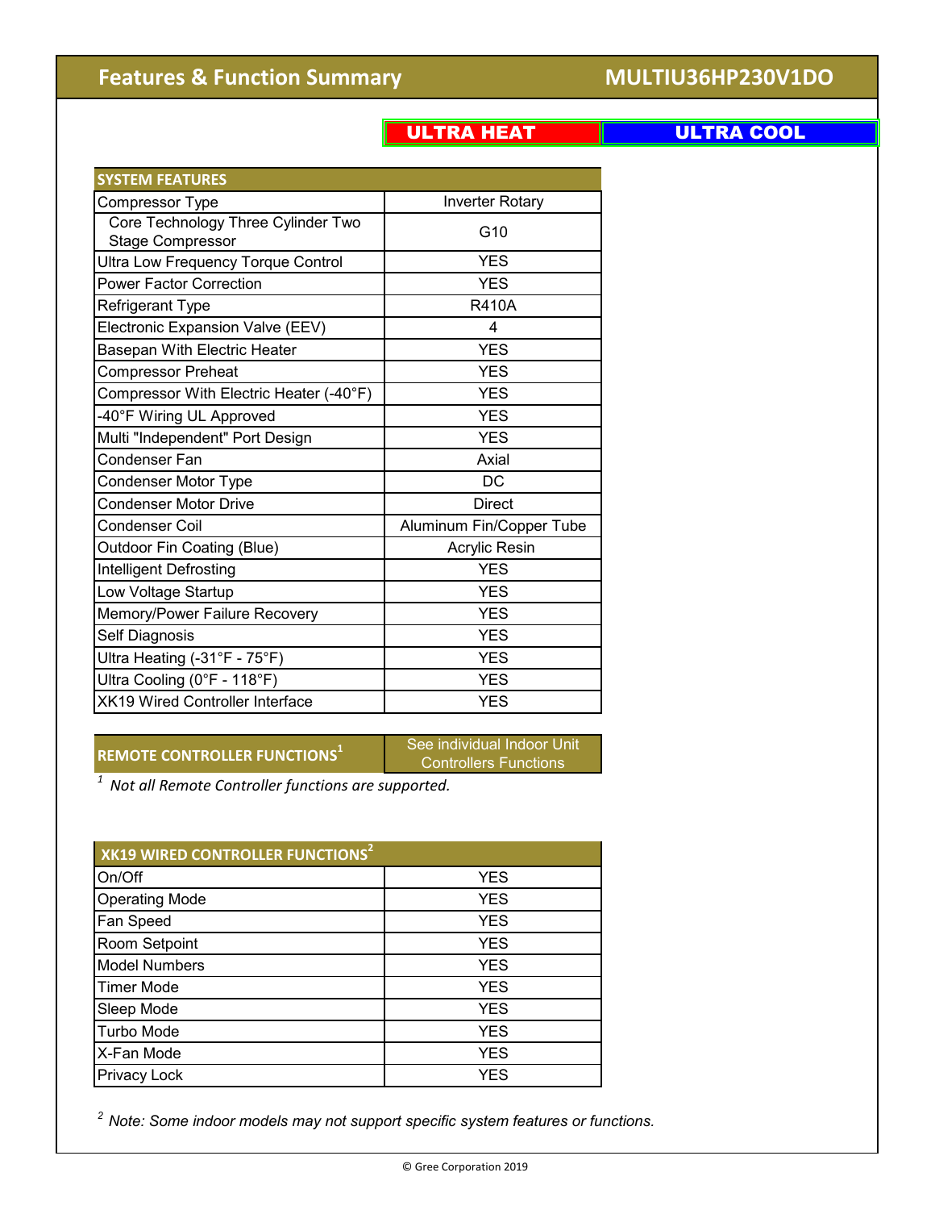# Features & Function Summary

## MULTIU36HP230V1DO

**ULTRA HEAT** | **ULTRA COOL**

| SYSTEM FEATURES | |
|---|---|
| Compressor Type | Inverter Rotary |
| Core Technology Three Cylinder Two Stage Compressor | G10 |
| Ultra Low Frequency Torque Control | YES |
| Power Factor Correction | YES |
| Refrigerant Type | R410A |
| Electronic Expansion Valve (EEV) | 4 |
| Basepan With Electric Heater | YES |
| Compressor Preheat | YES |
| Compressor With Electric Heater (-40°F) | YES |
| -40°F Wiring UL Approved | YES |
| Multi "Independent" Port Design | YES |
| Condenser Fan | Axial |
| Condenser Motor Type | DC |
| Condenser Motor Drive | Direct |
| Condenser Coil | Aluminum Fin/Copper Tube |
| Outdoor Fin Coating (Blue) | Acrylic Resin |
| Intelligent Defrosting | YES |
| Low Voltage Startup | YES |
| Memory/Power Failure Recovery | YES |
| Self Diagnosis | YES |
| Ultra Heating (-31°F - 75°F) | YES |
| Ultra Cooling (0°F - 118°F) | YES |
| XK19 Wired Controller Interface | YES |

| REMOTE CONTROLLER FUNCTIONS[1] | See individual Indoor Unit Controllers Functions |
|---|---|

[1] *Not all Remote Controller functions are supported.*

| XK19 WIRED CONTROLLER FUNCTIONS[2] | |
|---|---|
| On/Off | YES |
| Operating Mode | YES |
| Fan Speed | YES |
| Room Setpoint | YES |
| Model Numbers | YES |
| Timer Mode | YES |
| Sleep Mode | YES |
| Turbo Mode | YES |
| X-Fan Mode | YES |
| Privacy Lock | YES |

[2] *Note: Some indoor models may not support specific system features or functions.*

© Gree Corporation 2019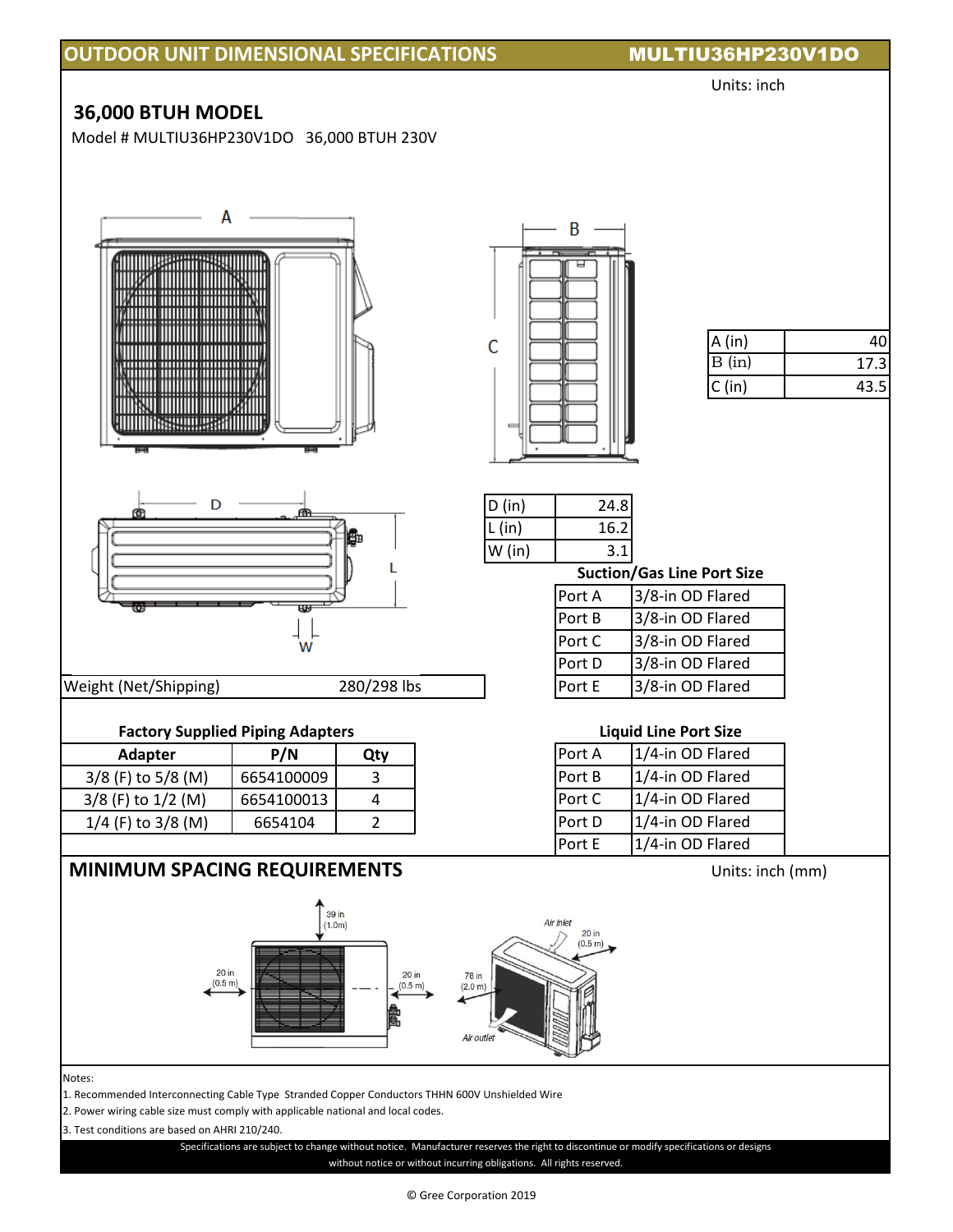## OUTDOOR UNIT DIMENSIONAL SPECIFICATIONS — MULTIU36HP230V1DO

Units: inch

### 36,000 BTUH MODEL

Model # MULTIU36HP230V1DO 36,000 BTUH 230V

| | |
|---|---|
| A (in) | 40 |
| B (in) | 17.3 |
| C (in) | 43.5 |

| | |
|---|---|
| D (in) | 24.8 |
| L (in) | 16.2 |
| W (in) | 3.1 |

| Weight (Net/Shipping) | 280/298 lbs |
|---|---|

**Suction/Gas Line Port Size**

| Port | Size |
|---|---|
| Port A | 3/8-in OD Flared |
| Port B | 3/8-in OD Flared |
| Port C | 3/8-in OD Flared |
| Port D | 3/8-in OD Flared |
| Port E | 3/8-in OD Flared |

**Factory Supplied Piping Adapters**

| Adapter | P/N | Qty |
|---|---|---|
| 3/8 (F) to 5/8 (M) | 6654100009 | 3 |
| 3/8 (F) to 1/2 (M) | 6654100013 | 4 |
| 1/4 (F) to 3/8 (M) | 6654104 | 2 |

**Liquid Line Port Size**

| Port | Size |
|---|---|
| Port A | 1/4-in OD Flared |
| Port B | 1/4-in OD Flared |
| Port C | 1/4-in OD Flared |
| Port D | 1/4-in OD Flared |
| Port E | 1/4-in OD Flared |

## MINIMUM SPACING REQUIREMENTS

Units: inch (mm)

39 in (1.0m)

20 in (0.5 m)

20 in (0.5 m)

Air inlet

20 in (0.5 m)

78 in (2.0 m)

Air outlet

Notes:

1. Recommended Interconnecting Cable Type Stranded Copper Conductors THHN 600V Unshielded Wire
2. Power wiring cable size must comply with applicable national and local codes.
3. Test conditions are based on AHRI 210/240.

Specifications are subject to change without notice. Manufacturer reserves the right to discontinue or modify specifications or designs without notice or without incurring obligations. All rights reserved.

© Gree Corporation 2019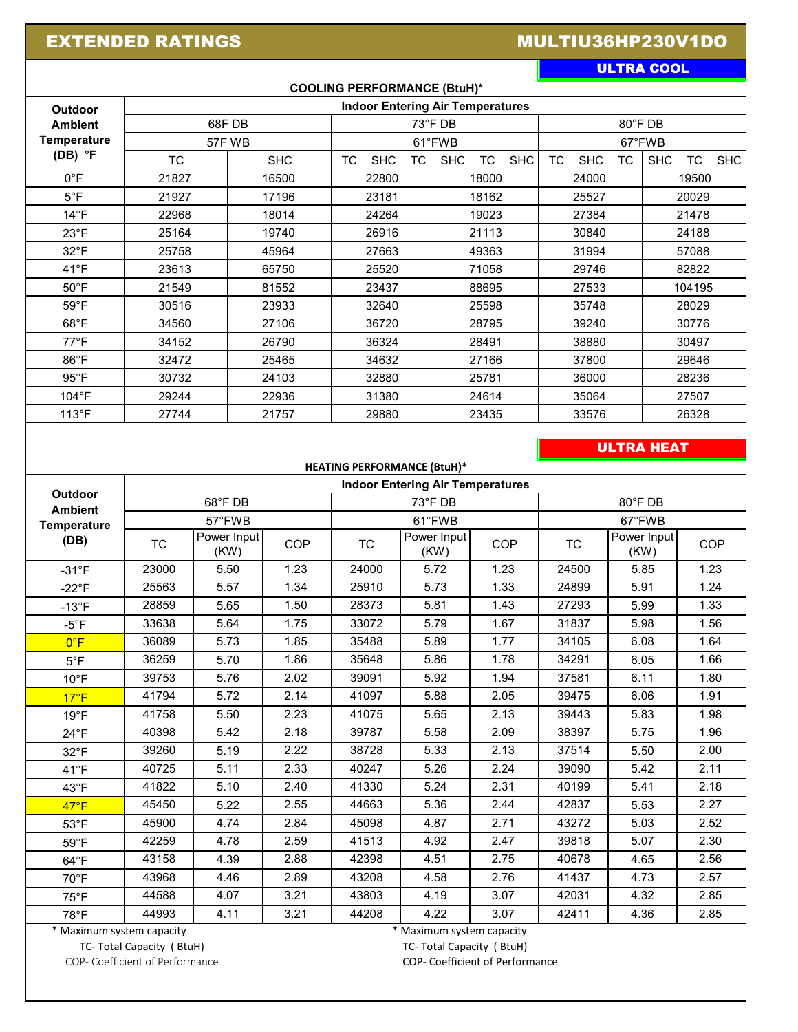# EXTENDED RATINGS

## MULTIU36HP230V1DO

### ULTRA COOL

**COOLING PERFORMANCE (BtuH)***

| Outdoor Ambient Temperature (DB) °F | Indoor Entering Air Temperatures | | | | | |
|---|---|---|---|---|---|---|
| | 68F DB | | 73°F DB | | 80°F DB | |
| | 57F WB | | 61°FWB | | 67°FWB | |
| | TC | SHC | TC SHC TC | SHC TC SHC | TC SHC TC | SHC TC SHC |
| 0°F | 21827 | 16500 | 22800 | 18000 | 24000 | 19500 |
| 5°F | 21927 | 17196 | 23181 | 18162 | 25527 | 20029 |
| 14°F | 22968 | 18014 | 24264 | 19023 | 27384 | 21478 |
| 23°F | 25164 | 19740 | 26916 | 21113 | 30840 | 24188 |
| 32°F | 25758 | 45964 | 27663 | 49363 | 31994 | 57088 |
| 41°F | 23613 | 65750 | 25520 | 71058 | 29746 | 82822 |
| 50°F | 21549 | 81552 | 23437 | 88695 | 27533 | 104195 |
| 59°F | 30516 | 23933 | 32640 | 25598 | 35748 | 28029 |
| 68°F | 34560 | 27106 | 36720 | 28795 | 39240 | 30776 |
| 77°F | 34152 | 26790 | 36324 | 28491 | 38880 | 30497 |
| 86°F | 32472 | 25465 | 34632 | 27166 | 37800 | 29646 |
| 95°F | 30732 | 24103 | 32880 | 25781 | 36000 | 28236 |
| 104°F | 29244 | 22936 | 31380 | 24614 | 35064 | 27507 |
| 113°F | 27744 | 21757 | 29880 | 23435 | 33576 | 26328 |

### ULTRA HEAT

**HEATING PERFORMANCE (BtuH)***

| Outdoor Ambient Temperature (DB) | Indoor Entering Air Temperatures | | | | | | | | |
|---|---|---|---|---|---|---|---|---|---|
| | 68°F DB | | | 73°F DB | | | 80°F DB | | |
| | 57°FWB | | | 61°FWB | | | 67°FWB | | |
| | TC | Power Input (KW) | COP | TC | Power Input (KW) | COP | TC | Power Input (KW) | COP |
| -31°F | 23000 | 5.50 | 1.23 | 24000 | 5.72 | 1.23 | 24500 | 5.85 | 1.23 |
| -22°F | 25563 | 5.57 | 1.34 | 25910 | 5.73 | 1.33 | 24899 | 5.91 | 1.24 |
| -13°F | 28859 | 5.65 | 1.50 | 28373 | 5.81 | 1.43 | 27293 | 5.99 | 1.33 |
| -5°F | 33638 | 5.64 | 1.75 | 33072 | 5.79 | 1.67 | 31837 | 5.98 | 1.56 |
| 0°F | 36089 | 5.73 | 1.85 | 35488 | 5.89 | 1.77 | 34105 | 6.08 | 1.64 |
| 5°F | 36259 | 5.70 | 1.86 | 35648 | 5.86 | 1.78 | 34291 | 6.05 | 1.66 |
| 10°F | 39753 | 5.76 | 2.02 | 39091 | 5.92 | 1.94 | 37581 | 6.11 | 1.80 |
| 17°F | 41794 | 5.72 | 2.14 | 41097 | 5.88 | 2.05 | 39475 | 6.06 | 1.91 |
| 19°F | 41758 | 5.50 | 2.23 | 41075 | 5.65 | 2.13 | 39443 | 5.83 | 1.98 |
| 24°F | 40398 | 5.42 | 2.18 | 39787 | 5.58 | 2.09 | 38397 | 5.75 | 1.96 |
| 32°F | 39260 | 5.19 | 2.22 | 38728 | 5.33 | 2.13 | 37514 | 5.50 | 2.00 |
| 41°F | 40725 | 5.11 | 2.33 | 40247 | 5.26 | 2.24 | 39090 | 5.42 | 2.11 |
| 43°F | 41822 | 5.10 | 2.40 | 41330 | 5.24 | 2.31 | 40199 | 5.41 | 2.18 |
| 47°F | 45450 | 5.22 | 2.55 | 44663 | 5.36 | 2.44 | 42837 | 5.53 | 2.27 |
| 53°F | 45900 | 4.74 | 2.84 | 45098 | 4.87 | 2.71 | 43272 | 5.03 | 2.52 |
| 59°F | 42259 | 4.78 | 2.59 | 41513 | 4.92 | 2.47 | 39818 | 5.07 | 2.30 |
| 64°F | 43158 | 4.39 | 2.88 | 42398 | 4.51 | 2.75 | 40678 | 4.65 | 2.56 |
| 70°F | 43968 | 4.46 | 2.89 | 43208 | 4.58 | 2.76 | 41437 | 4.73 | 2.57 |
| 75°F | 44588 | 4.07 | 3.21 | 43803 | 4.19 | 3.07 | 42031 | 4.32 | 2.85 |
| 78°F | 44993 | 4.11 | 3.21 | 44208 | 4.22 | 3.07 | 42411 | 4.36 | 2.85 |

\* Maximum system capacity
TC- Total Capacity ( BtuH)
COP- Coefficient of Performance

\* Maximum system capacity
TC- Total Capacity ( BtuH)
COP- Coefficient of Performance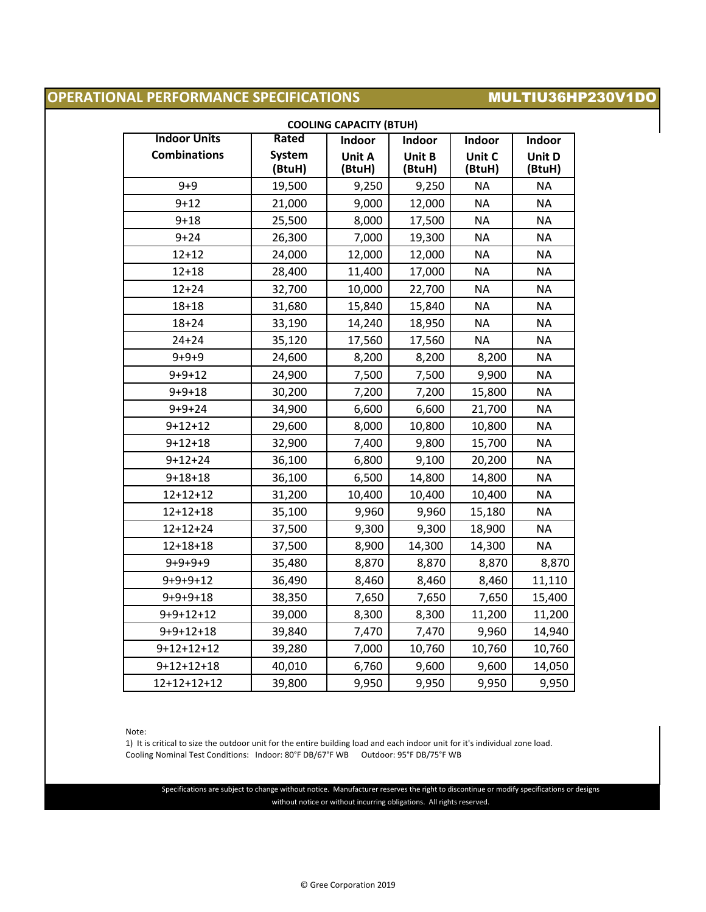## OPERATIONAL PERFORMANCE SPECIFICATIONS — MULTIU36HP230V1DO

**COOLING CAPACITY (BTUH)**

| Indoor Units Combinations | Rated System (BtuH) | Indoor Unit A (BtuH) | Indoor Unit B (BtuH) | Indoor Unit C (BtuH) | Indoor Unit D (BtuH) |
|---|---|---|---|---|---|
| 9+9 | 19,500 | 9,250 | 9,250 | NA | NA |
| 9+12 | 21,000 | 9,000 | 12,000 | NA | NA |
| 9+18 | 25,500 | 8,000 | 17,500 | NA | NA |
| 9+24 | 26,300 | 7,000 | 19,300 | NA | NA |
| 12+12 | 24,000 | 12,000 | 12,000 | NA | NA |
| 12+18 | 28,400 | 11,400 | 17,000 | NA | NA |
| 12+24 | 32,700 | 10,000 | 22,700 | NA | NA |
| 18+18 | 31,680 | 15,840 | 15,840 | NA | NA |
| 18+24 | 33,190 | 14,240 | 18,950 | NA | NA |
| 24+24 | 35,120 | 17,560 | 17,560 | NA | NA |
| 9+9+9 | 24,600 | 8,200 | 8,200 | 8,200 | NA |
| 9+9+12 | 24,900 | 7,500 | 7,500 | 9,900 | NA |
| 9+9+18 | 30,200 | 7,200 | 7,200 | 15,800 | NA |
| 9+9+24 | 34,900 | 6,600 | 6,600 | 21,700 | NA |
| 9+12+12 | 29,600 | 8,000 | 10,800 | 10,800 | NA |
| 9+12+18 | 32,900 | 7,400 | 9,800 | 15,700 | NA |
| 9+12+24 | 36,100 | 6,800 | 9,100 | 20,200 | NA |
| 9+18+18 | 36,100 | 6,500 | 14,800 | 14,800 | NA |
| 12+12+12 | 31,200 | 10,400 | 10,400 | 10,400 | NA |
| 12+12+18 | 35,100 | 9,960 | 9,960 | 15,180 | NA |
| 12+12+24 | 37,500 | 9,300 | 9,300 | 18,900 | NA |
| 12+18+18 | 37,500 | 8,900 | 14,300 | 14,300 | NA |
| 9+9+9+9 | 35,480 | 8,870 | 8,870 | 8,870 | 8,870 |
| 9+9+9+12 | 36,490 | 8,460 | 8,460 | 8,460 | 11,110 |
| 9+9+9+18 | 38,350 | 7,650 | 7,650 | 7,650 | 15,400 |
| 9+9+12+12 | 39,000 | 8,300 | 8,300 | 11,200 | 11,200 |
| 9+9+12+18 | 39,840 | 7,470 | 7,470 | 9,960 | 14,940 |
| 9+12+12+12 | 39,280 | 7,000 | 10,760 | 10,760 | 10,760 |
| 9+12+12+18 | 40,010 | 6,760 | 9,600 | 9,600 | 14,050 |
| 12+12+12+12 | 39,800 | 9,950 | 9,950 | 9,950 | 9,950 |

Note:

1) It is critical to size the outdoor unit for the entire building load and each indoor unit for it's individual zone load.

Cooling Nominal Test Conditions: Indoor: 80°F DB/67°F WB Outdoor: 95°F DB/75°F WB

Specifications are subject to change without notice. Manufacturer reserves the right to discontinue or modify specifications or designs without notice or without incurring obligations. All rights reserved.

© Gree Corporation 2019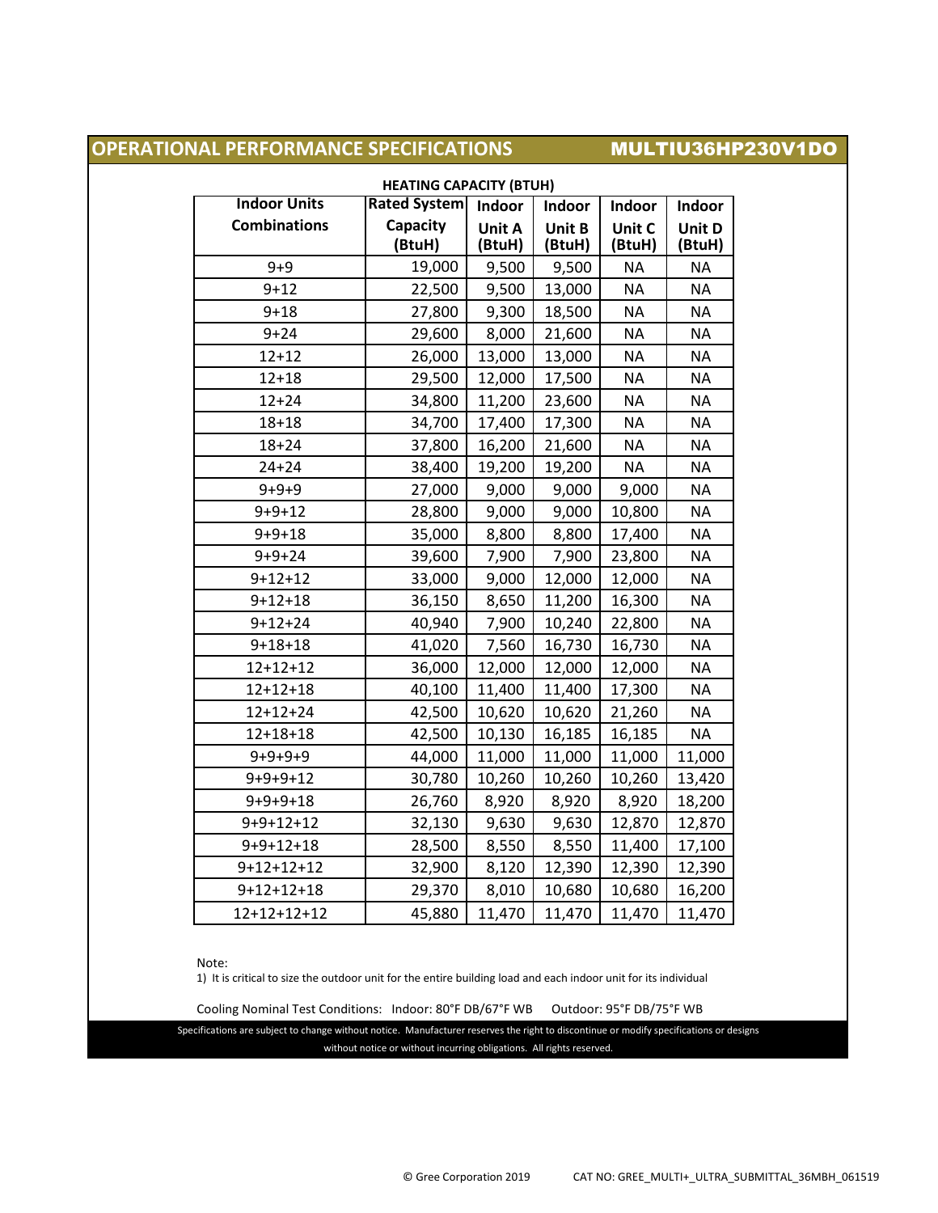## OPERATIONAL PERFORMANCE SPECIFICATIONS — MULTIU36HP230V1DO

**HEATING CAPACITY (BTUH)**

| Indoor Units Combinations | Rated System Capacity (BtuH) | Indoor Unit A (BtuH) | Indoor Unit B (BtuH) | Indoor Unit C (BtuH) | Indoor Unit D (BtuH) |
|---|---|---|---|---|---|
| 9+9 | 19,000 | 9,500 | 9,500 | NA | NA |
| 9+12 | 22,500 | 9,500 | 13,000 | NA | NA |
| 9+18 | 27,800 | 9,300 | 18,500 | NA | NA |
| 9+24 | 29,600 | 8,000 | 21,600 | NA | NA |
| 12+12 | 26,000 | 13,000 | 13,000 | NA | NA |
| 12+18 | 29,500 | 12,000 | 17,500 | NA | NA |
| 12+24 | 34,800 | 11,200 | 23,600 | NA | NA |
| 18+18 | 34,700 | 17,400 | 17,300 | NA | NA |
| 18+24 | 37,800 | 16,200 | 21,600 | NA | NA |
| 24+24 | 38,400 | 19,200 | 19,200 | NA | NA |
| 9+9+9 | 27,000 | 9,000 | 9,000 | 9,000 | NA |
| 9+9+12 | 28,800 | 9,000 | 9,000 | 10,800 | NA |
| 9+9+18 | 35,000 | 8,800 | 8,800 | 17,400 | NA |
| 9+9+24 | 39,600 | 7,900 | 7,900 | 23,800 | NA |
| 9+12+12 | 33,000 | 9,000 | 12,000 | 12,000 | NA |
| 9+12+18 | 36,150 | 8,650 | 11,200 | 16,300 | NA |
| 9+12+24 | 40,940 | 7,900 | 10,240 | 22,800 | NA |
| 9+18+18 | 41,020 | 7,560 | 16,730 | 16,730 | NA |
| 12+12+12 | 36,000 | 12,000 | 12,000 | 12,000 | NA |
| 12+12+18 | 40,100 | 11,400 | 11,400 | 17,300 | NA |
| 12+12+24 | 42,500 | 10,620 | 10,620 | 21,260 | NA |
| 12+18+18 | 42,500 | 10,130 | 16,185 | 16,185 | NA |
| 9+9+9+9 | 44,000 | 11,000 | 11,000 | 11,000 | 11,000 |
| 9+9+9+12 | 30,780 | 10,260 | 10,260 | 10,260 | 13,420 |
| 9+9+9+18 | 26,760 | 8,920 | 8,920 | 8,920 | 18,200 |
| 9+9+12+12 | 32,130 | 9,630 | 9,630 | 12,870 | 12,870 |
| 9+9+12+18 | 28,500 | 8,550 | 8,550 | 11,400 | 17,100 |
| 9+12+12+12 | 32,900 | 8,120 | 12,390 | 12,390 | 12,390 |
| 9+12+12+18 | 29,370 | 8,010 | 10,680 | 10,680 | 16,200 |
| 12+12+12+12 | 45,880 | 11,470 | 11,470 | 11,470 | 11,470 |

Note:
1) It is critical to size the outdoor unit for the entire building load and each indoor unit for its individual

Cooling Nominal Test Conditions: Indoor: 80°F DB/67°F WB Outdoor: 95°F DB/75°F WB

Specifications are subject to change without notice. Manufacturer reserves the right to discontinue or modify specifications or designs without notice or without incurring obligations. All rights reserved.

© Gree Corporation 2019 CAT NO: GREE_MULTI+_ULTRA_SUBMITTAL_36MBH_061519